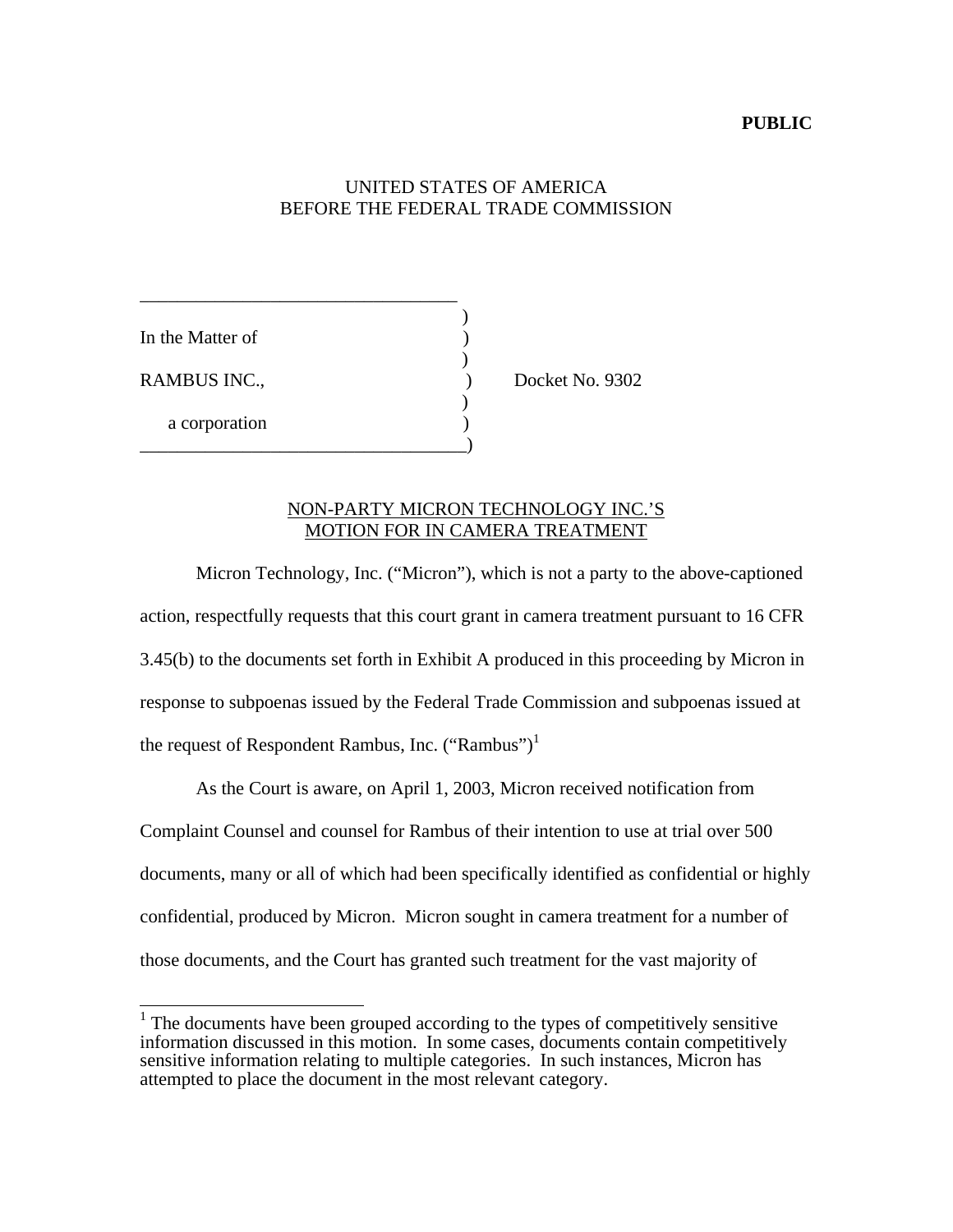**PUBLIC**

UNITED STATES OF AMERICA
BEFORE THE FEDERAL TRADE COMMISSION

In the Matter of

RAMBUS INC.,

a corporation

Docket No. 9302

NON-PARTY MICRON TECHNOLOGY INC.'S MOTION FOR IN CAMERA TREATMENT

Micron Technology, Inc. ("Micron"), which is not a party to the above-captioned action, respectfully requests that this court grant in camera treatment pursuant to 16 CFR 3.45(b) to the documents set forth in Exhibit A produced in this proceeding by Micron in response to subpoenas issued by the Federal Trade Commission and subpoenas issued at the request of Respondent Rambus, Inc. ("Rambus")[1]

As the Court is aware, on April 1, 2003, Micron received notification from Complaint Counsel and counsel for Rambus of their intention to use at trial over 500 documents, many or all of which had been specifically identified as confidential or highly confidential, produced by Micron. Micron sought in camera treatment for a number of those documents, and the Court has granted such treatment for the vast majority of

[1] The documents have been grouped according to the types of competitively sensitive information discussed in this motion. In some cases, documents contain competitively sensitive information relating to multiple categories. In such instances, Micron has attempted to place the document in the most relevant category.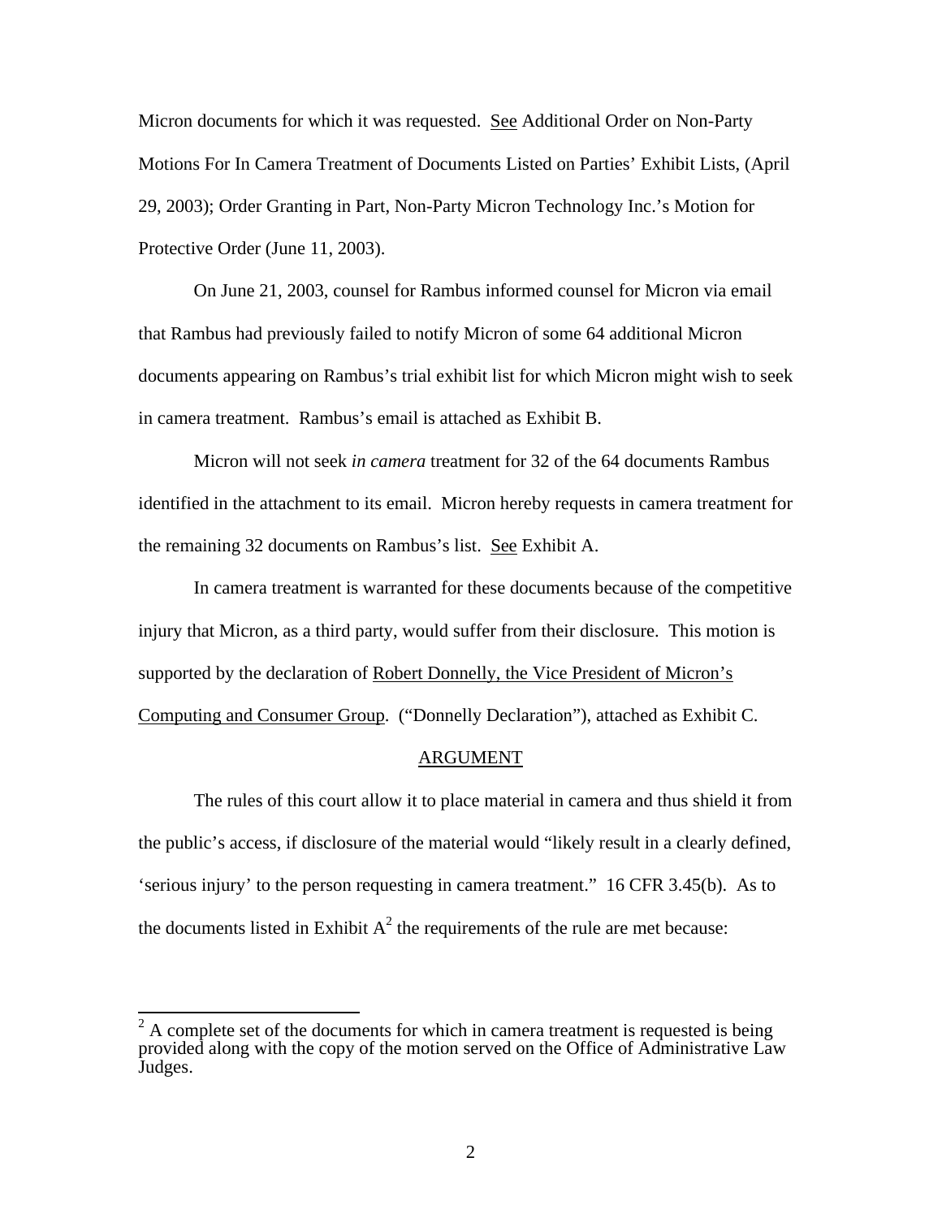Micron documents for which it was requested. See Additional Order on Non-Party Motions For In Camera Treatment of Documents Listed on Parties' Exhibit Lists, (April 29, 2003); Order Granting in Part, Non-Party Micron Technology Inc.'s Motion for Protective Order (June 11, 2003).

On June 21, 2003, counsel for Rambus informed counsel for Micron via email that Rambus had previously failed to notify Micron of some 64 additional Micron documents appearing on Rambus's trial exhibit list for which Micron might wish to seek in camera treatment. Rambus's email is attached as Exhibit B.

Micron will not seek *in camera* treatment for 32 of the 64 documents Rambus identified in the attachment to its email. Micron hereby requests in camera treatment for the remaining 32 documents on Rambus's list. See Exhibit A.

In camera treatment is warranted for these documents because of the competitive injury that Micron, as a third party, would suffer from their disclosure. This motion is supported by the declaration of Robert Donnelly, the Vice President of Micron's Computing and Consumer Group. ("Donnelly Declaration"), attached as Exhibit C.

## ARGUMENT

The rules of this court allow it to place material in camera and thus shield it from the public's access, if disclosure of the material would "likely result in a clearly defined, 'serious injury' to the person requesting in camera treatment." 16 CFR 3.45(b). As to the documents listed in Exhibit A[2] the requirements of the rule are met because:

[2] A complete set of the documents for which in camera treatment is requested is being provided along with the copy of the motion served on the Office of Administrative Law Judges.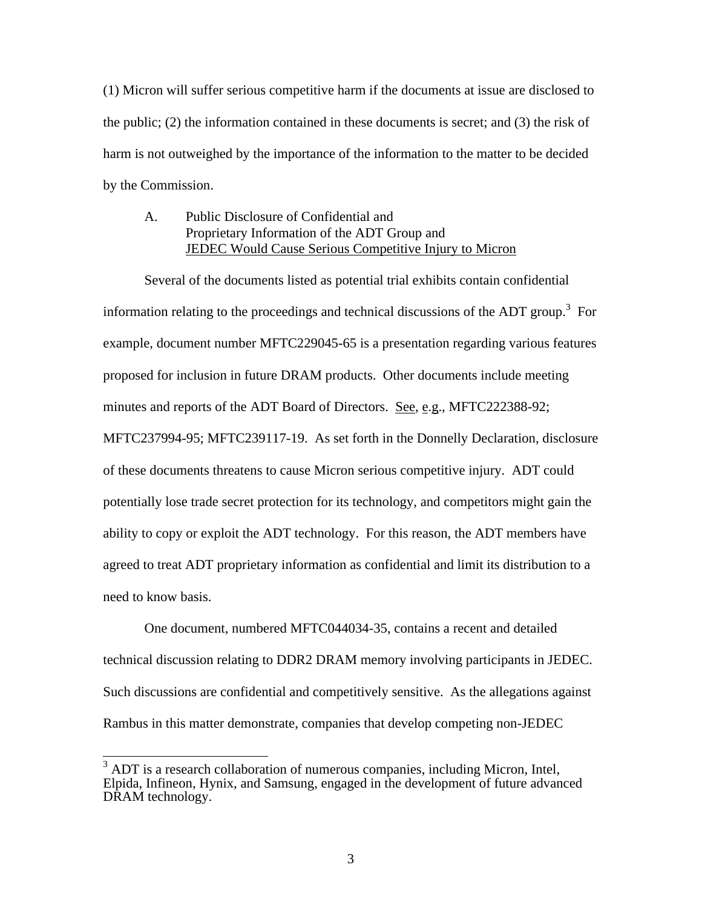(1) Micron will suffer serious competitive harm if the documents at issue are disclosed to the public; (2) the information contained in these documents is secret; and (3) the risk of harm is not outweighed by the importance of the information to the matter to be decided by the Commission.

A. Public Disclosure of Confidential and Proprietary Information of the ADT Group and JEDEC Would Cause Serious Competitive Injury to Micron

Several of the documents listed as potential trial exhibits contain confidential information relating to the proceedings and technical discussions of the ADT group.[3] For example, document number MFTC229045-65 is a presentation regarding various features proposed for inclusion in future DRAM products. Other documents include meeting minutes and reports of the ADT Board of Directors. See, e.g., MFTC222388-92; MFTC237994-95; MFTC239117-19. As set forth in the Donnelly Declaration, disclosure of these documents threatens to cause Micron serious competitive injury. ADT could potentially lose trade secret protection for its technology, and competitors might gain the ability to copy or exploit the ADT technology. For this reason, the ADT members have agreed to treat ADT proprietary information as confidential and limit its distribution to a need to know basis.

One document, numbered MFTC044034-35, contains a recent and detailed technical discussion relating to DDR2 DRAM memory involving participants in JEDEC. Such discussions are confidential and competitively sensitive. As the allegations against Rambus in this matter demonstrate, companies that develop competing non-JEDEC

[3] ADT is a research collaboration of numerous companies, including Micron, Intel, Elpida, Infineon, Hynix, and Samsung, engaged in the development of future advanced DRAM technology.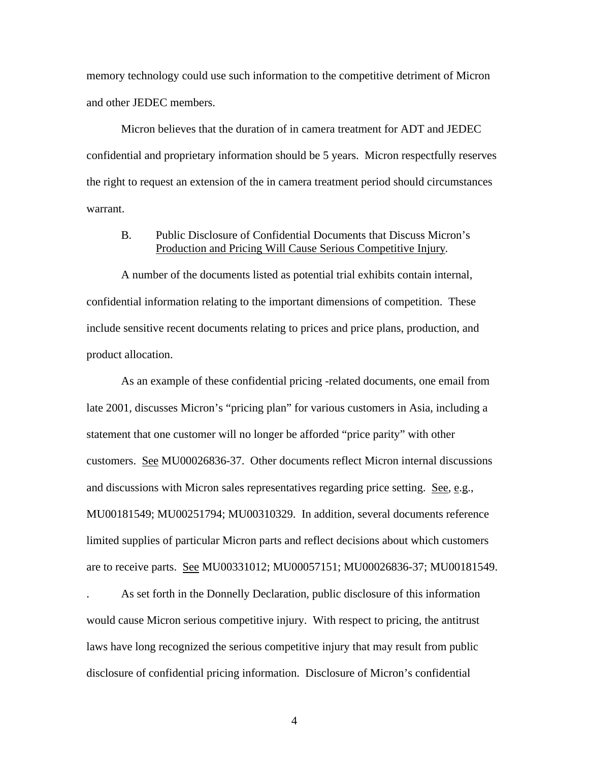memory technology could use such information to the competitive detriment of Micron and other JEDEC members.

Micron believes that the duration of in camera treatment for ADT and JEDEC confidential and proprietary information should be 5 years. Micron respectfully reserves the right to request an extension of the in camera treatment period should circumstances warrant.

B. Public Disclosure of Confidential Documents that Discuss Micron's <u>Production and Pricing Will Cause Serious Competitive Injury</u>.

A number of the documents listed as potential trial exhibits contain internal, confidential information relating to the important dimensions of competition. These include sensitive recent documents relating to prices and price plans, production, and product allocation.

As an example of these confidential pricing -related documents, one email from late 2001, discusses Micron's "pricing plan" for various customers in Asia, including a statement that one customer will no longer be afforded "price parity" with other customers. <u>See</u> MU00026836-37. Other documents reflect Micron internal discussions and discussions with Micron sales representatives regarding price setting. <u>See</u>, <u>e</u>.<u>g</u>., MU00181549; MU00251794; MU00310329. In addition, several documents reference limited supplies of particular Micron parts and reflect decisions about which customers are to receive parts. <u>See</u> MU00331012; MU00057151; MU00026836-37; MU00181549.

. As set forth in the Donnelly Declaration, public disclosure of this information would cause Micron serious competitive injury. With respect to pricing, the antitrust laws have long recognized the serious competitive injury that may result from public disclosure of confidential pricing information. Disclosure of Micron's confidential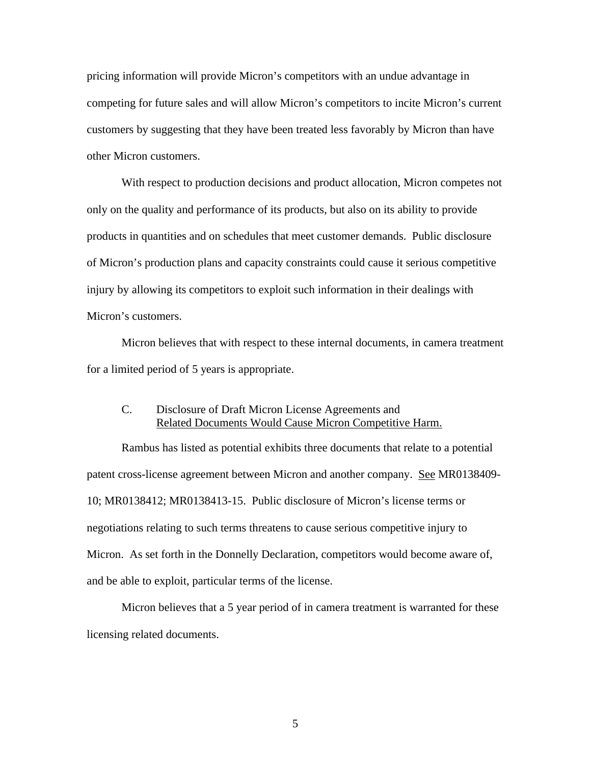pricing information will provide Micron's competitors with an undue advantage in competing for future sales and will allow Micron's competitors to incite Micron's current customers by suggesting that they have been treated less favorably by Micron than have other Micron customers.

With respect to production decisions and product allocation, Micron competes not only on the quality and performance of its products, but also on its ability to provide products in quantities and on schedules that meet customer demands. Public disclosure of Micron's production plans and capacity constraints could cause it serious competitive injury by allowing its competitors to exploit such information in their dealings with Micron's customers.

Micron believes that with respect to these internal documents, in camera treatment for a limited period of 5 years is appropriate.

### C. Disclosure of Draft Micron License Agreements and Related Documents Would Cause Micron Competitive Harm.

Rambus has listed as potential exhibits three documents that relate to a potential patent cross-license agreement between Micron and another company. See MR0138409-10; MR0138412; MR0138413-15. Public disclosure of Micron's license terms or negotiations relating to such terms threatens to cause serious competitive injury to Micron. As set forth in the Donnelly Declaration, competitors would become aware of, and be able to exploit, particular terms of the license.

Micron believes that a 5 year period of in camera treatment is warranted for these licensing related documents.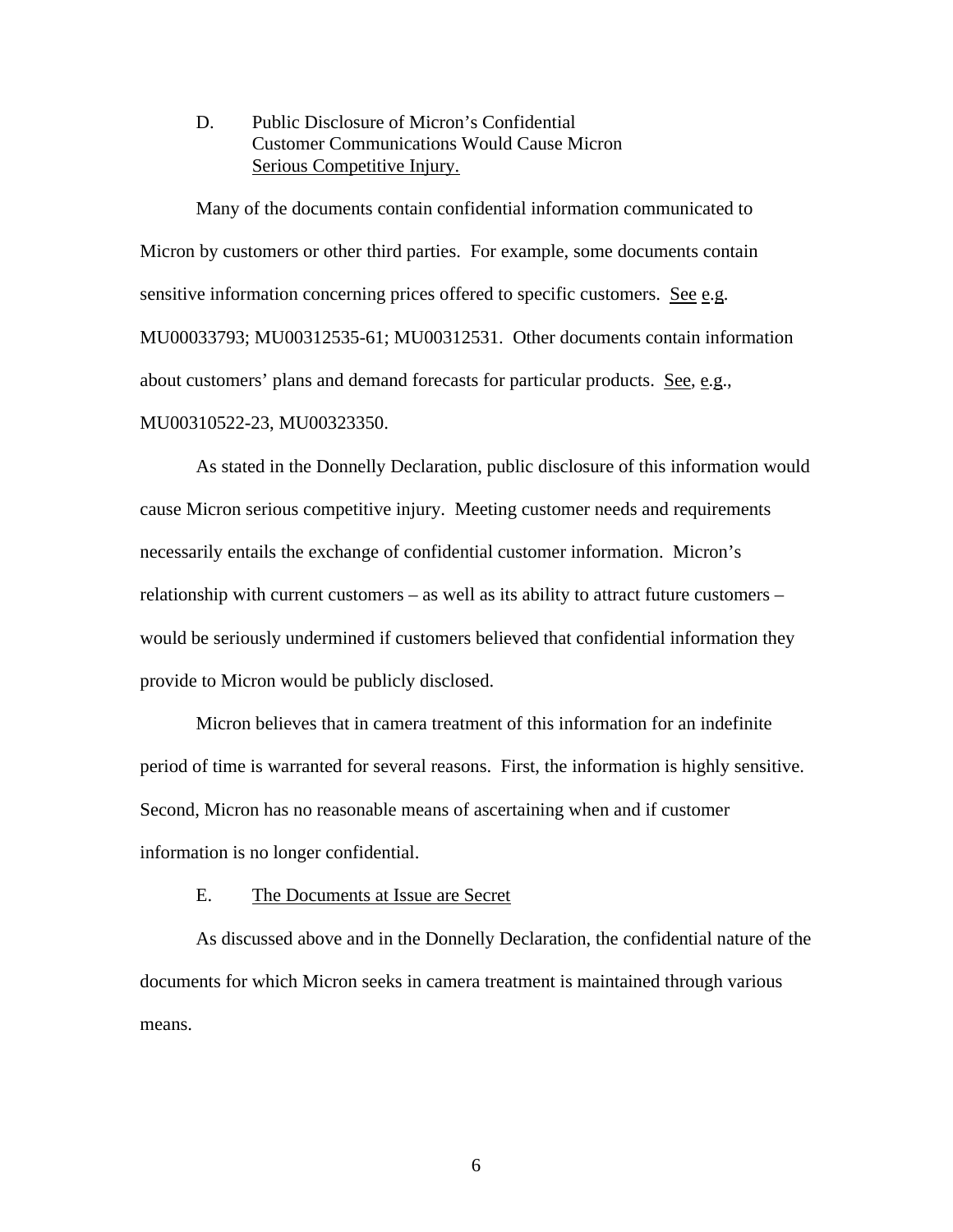D. Public Disclosure of Micron's Confidential Customer Communications Would Cause Micron <u>Serious Competitive Injury.</u>

Many of the documents contain confidential information communicated to Micron by customers or other third parties. For example, some documents contain sensitive information concerning prices offered to specific customers. <u>See</u> <u>e</u>.<u>g</u>. MU00033793; MU00312535-61; MU00312531. Other documents contain information about customers' plans and demand forecasts for particular products. <u>See</u>, <u>e</u>.<u>g</u>., MU00310522-23, MU00323350.

As stated in the Donnelly Declaration, public disclosure of this information would cause Micron serious competitive injury. Meeting customer needs and requirements necessarily entails the exchange of confidential customer information. Micron's relationship with current customers – as well as its ability to attract future customers – would be seriously undermined if customers believed that confidential information they provide to Micron would be publicly disclosed.

Micron believes that in camera treatment of this information for an indefinite period of time is warranted for several reasons. First, the information is highly sensitive. Second, Micron has no reasonable means of ascertaining when and if customer information is no longer confidential.

E. <u>The Documents at Issue are Secret</u>

As discussed above and in the Donnelly Declaration, the confidential nature of the documents for which Micron seeks in camera treatment is maintained through various means.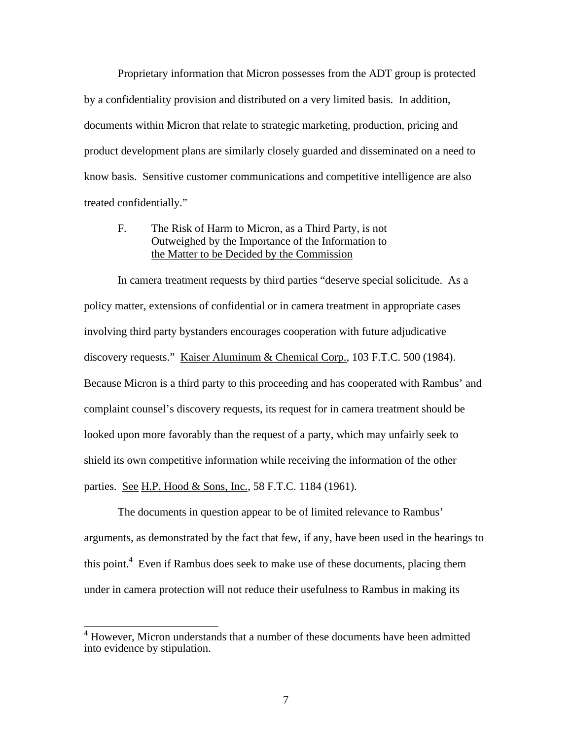Proprietary information that Micron possesses from the ADT group is protected by a confidentiality provision and distributed on a very limited basis. In addition, documents within Micron that relate to strategic marketing, production, pricing and product development plans are similarly closely guarded and disseminated on a need to know basis. Sensitive customer communications and competitive intelligence are also treated confidentially."

F. The Risk of Harm to Micron, as a Third Party, is not Outweighed by the Importance of the Information to <u>the Matter to be Decided by the Commission</u>

In camera treatment requests by third parties "deserve special solicitude. As a policy matter, extensions of confidential or in camera treatment in appropriate cases involving third party bystanders encourages cooperation with future adjudicative discovery requests." <u>Kaiser Aluminum & Chemical Corp.</u>, 103 F.T.C. 500 (1984). Because Micron is a third party to this proceeding and has cooperated with Rambus' and complaint counsel's discovery requests, its request for in camera treatment should be looked upon more favorably than the request of a party, which may unfairly seek to shield its own competitive information while receiving the information of the other parties. <u>See</u> <u>H.P. Hood & Sons, Inc.</u>, 58 F.T.C. 1184 (1961).

The documents in question appear to be of limited relevance to Rambus' arguments, as demonstrated by the fact that few, if any, have been used in the hearings to this point.[4] Even if Rambus does seek to make use of these documents, placing them under in camera protection will not reduce their usefulness to Rambus in making its

[4] However, Micron understands that a number of these documents have been admitted into evidence by stipulation.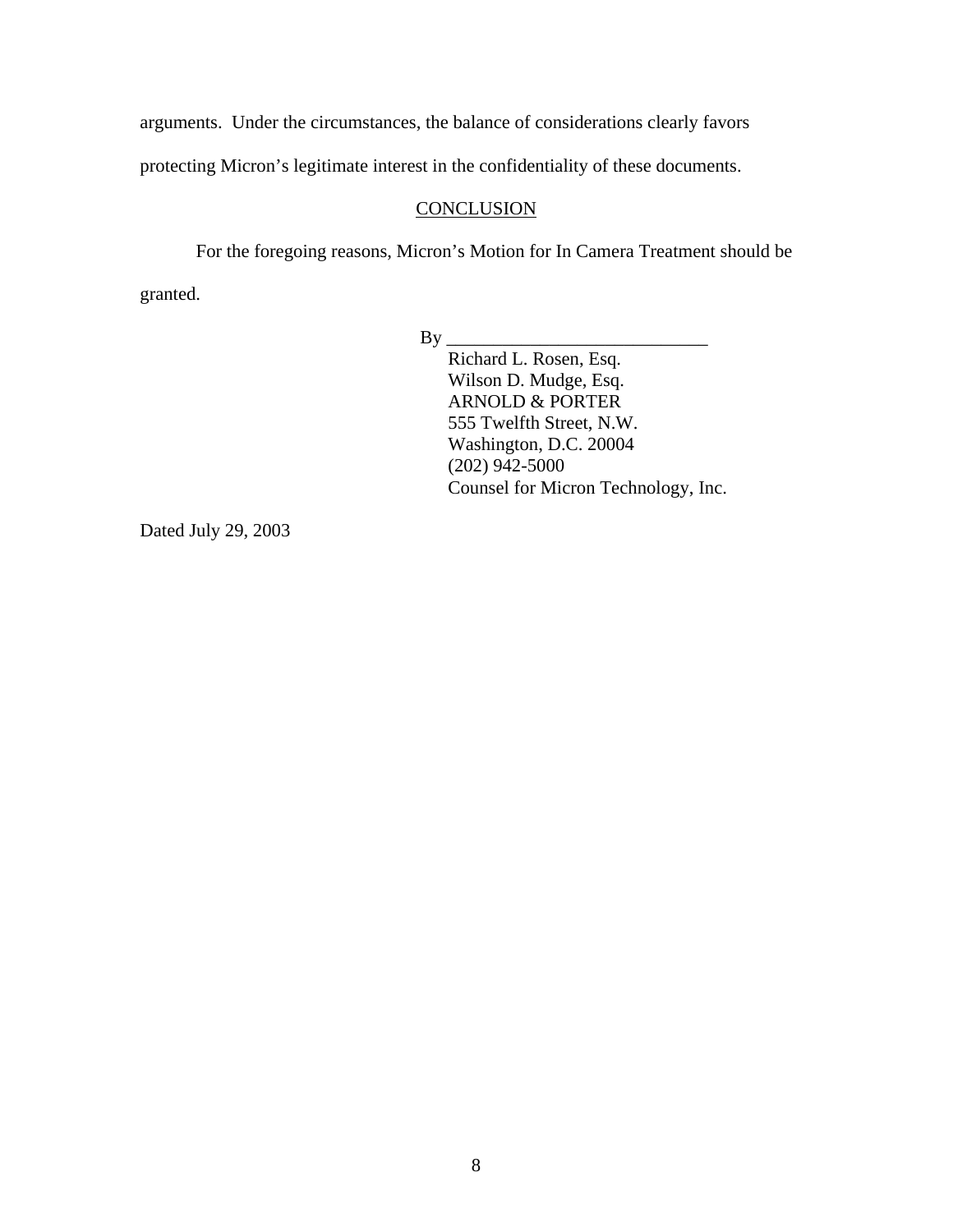arguments. Under the circumstances, the balance of considerations clearly favors protecting Micron's legitimate interest in the confidentiality of these documents.

## CONCLUSION

For the foregoing reasons, Micron's Motion for In Camera Treatment should be granted.

By ___________________________

Richard L. Rosen, Esq.
Wilson D. Mudge, Esq.
ARNOLD & PORTER
555 Twelfth Street, N.W.
Washington, D.C. 20004
(202) 942-5000
Counsel for Micron Technology, Inc.

Dated July 29, 2003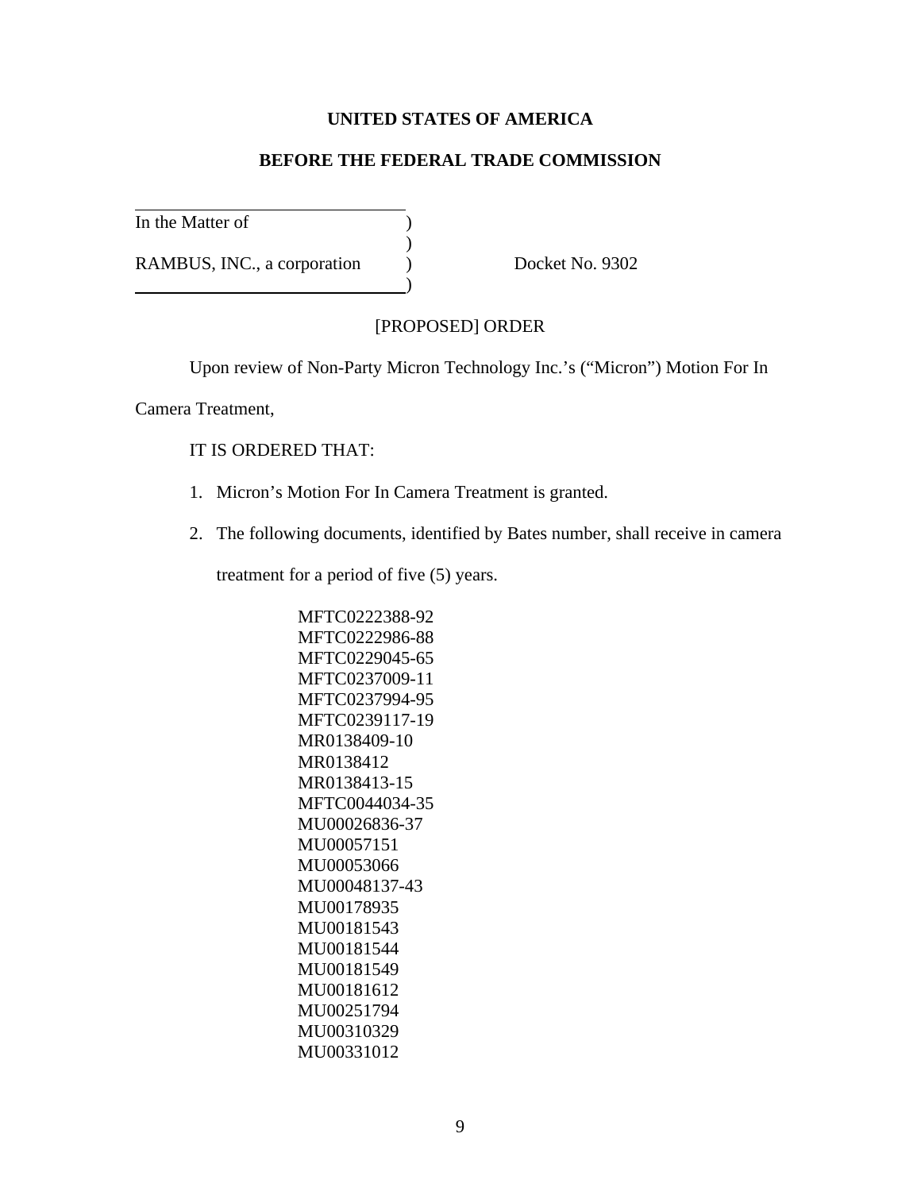**UNITED STATES OF AMERICA**

**BEFORE THE FEDERAL TRADE COMMISSION**

In the Matter of )
)
RAMBUS, INC., a corporation ) Docket No. 9302
)

[PROPOSED] ORDER

Upon review of Non-Party Micron Technology Inc.'s ("Micron") Motion For In Camera Treatment,

IT IS ORDERED THAT:

1. Micron's Motion For In Camera Treatment is granted.
2. The following documents, identified by Bates number, shall receive in camera treatment for a period of five (5) years.

MFTC0222388-92
MFTC0222986-88
MFTC0229045-65
MFTC0237009-11
MFTC0237994-95
MFTC0239117-19
MR0138409-10
MR0138412
MR0138413-15
MFTC0044034-35
MU00026836-37
MU00057151
MU00053066
MU00048137-43
MU00178935
MU00181543
MU00181544
MU00181549
MU00181612
MU00251794
MU00310329
MU00331012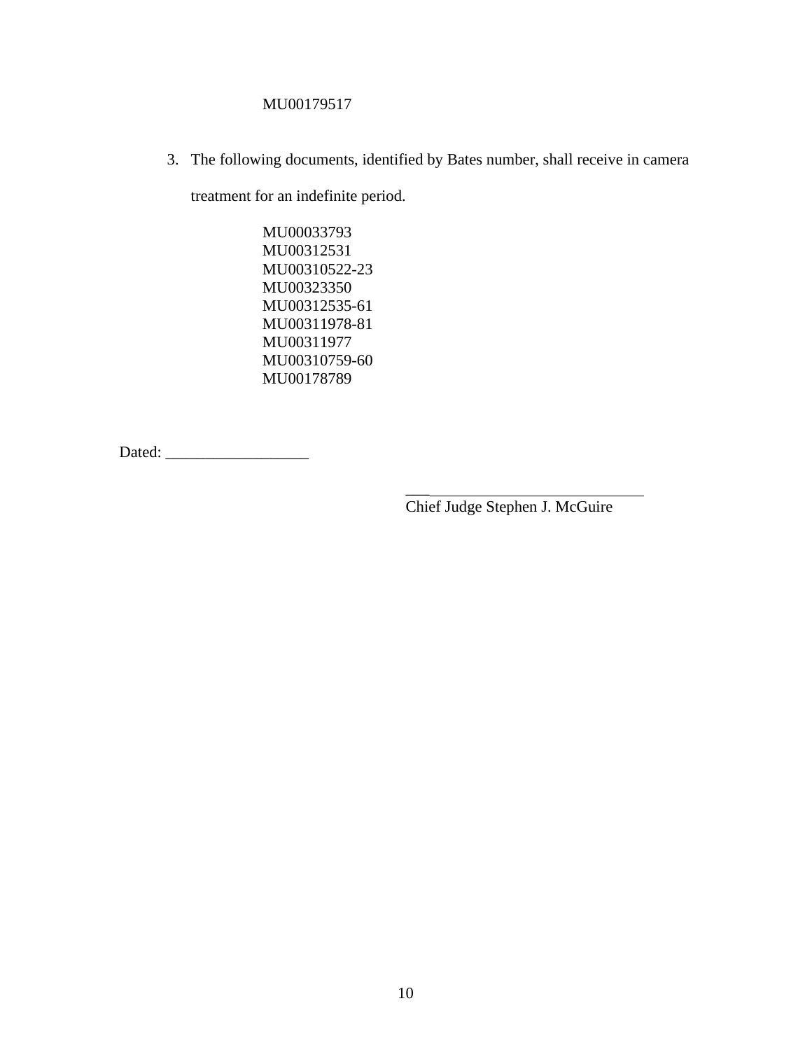MU00179517

3. The following documents, identified by Bates number, shall receive in camera treatment for an indefinite period.

   MU00033793
   MU00312531
   MU00310522-23
   MU00323350
   MU00312535-61
   MU00311978-81
   MU00311977
   MU00310759-60
   MU00178789

Dated: __________________

______________________________
Chief Judge Stephen J. McGuire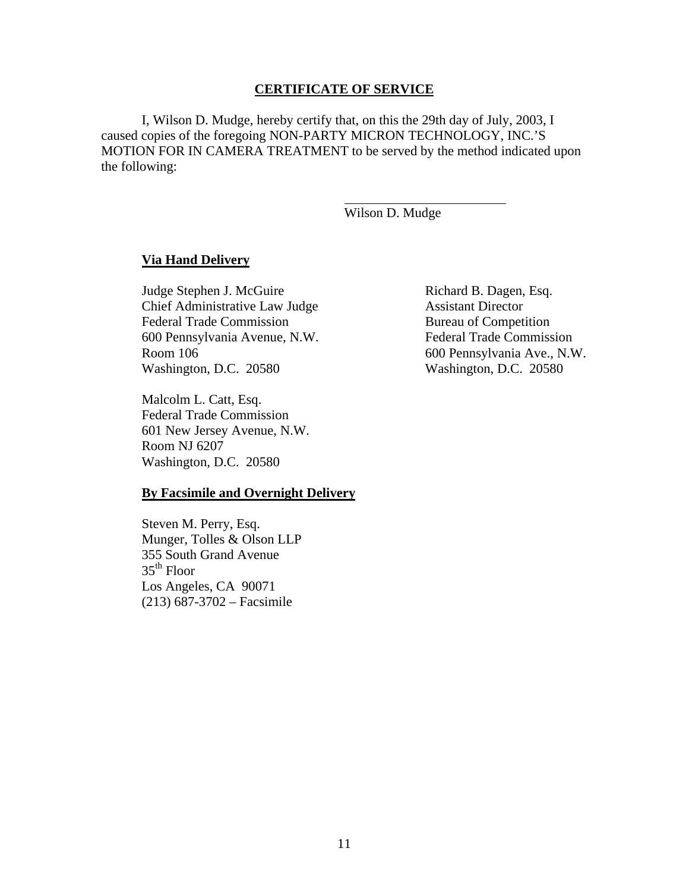**CERTIFICATE OF SERVICE**

I, Wilson D. Mudge, hereby certify that, on this the 29th day of July, 2003, I caused copies of the foregoing NON-PARTY MICRON TECHNOLOGY, INC.'S MOTION FOR IN CAMERA TREATMENT to be served by the method indicated upon the following:

\_\_\_\_\_\_\_\_\_\_\_\_\_\_\_\_\_\_\_\_\_\_\_\_\_\_
Wilson D. Mudge

**Via Hand Delivery**

Judge Stephen J. McGuire
Chief Administrative Law Judge
Federal Trade Commission
600 Pennsylvania Avenue, N.W.
Room 106
Washington, D.C. 20580

Richard B. Dagen, Esq.
Assistant Director
Bureau of Competition
Federal Trade Commission
600 Pennsylvania Ave., N.W.
Washington, D.C. 20580

Malcolm L. Catt, Esq.
Federal Trade Commission
601 New Jersey Avenue, N.W.
Room NJ 6207
Washington, D.C. 20580

**By Facsimile and Overnight Delivery**

Steven M. Perry, Esq.
Munger, Tolles & Olson LLP
355 South Grand Avenue
35th Floor
Los Angeles, CA 90071
(213) 687-3702 – Facsimile